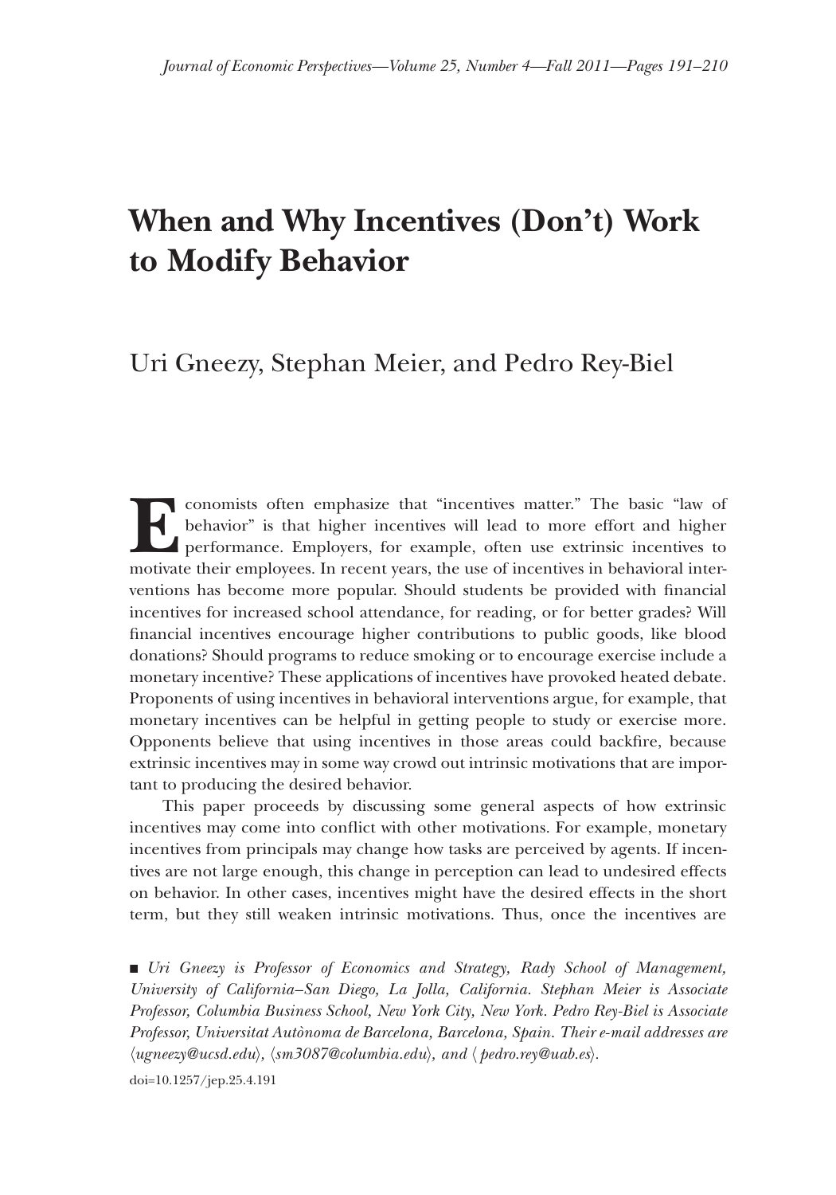# When and Why Incentives (Don't) Work to Modify Behavior

Uri Gneezy, Stephan Meier, and Pedro Rey-Biel

Economists often emphasize that "incentives matter." The basic "law of behavior" is that higher incentives will lead to more effort and higher performance. Employers, for example, often use extrinsic incentives to motivate their employees. In recent years, the use of incentives in behavioral interventions has become more popular. Should students be provided with financial incentives for increased school attendance, for reading, or for better grades? Will financial incentives encourage higher contributions to public goods, like blood donations? Should programs to reduce smoking or to encourage exercise include a monetary incentive? These applications of incentives have provoked heated debate. Proponents of using incentives in behavioral interventions argue, for example, that monetary incentives can be helpful in getting people to study or exercise more. Opponents believe that using incentives in those areas could backfire, because extrinsic incentives may in some way crowd out intrinsic motivations that are important to producing the desired behavior.

This paper proceeds by discussing some general aspects of how extrinsic incentives may come into conflict with other motivations. For example, monetary incentives from principals may change how tasks are perceived by agents. If incentives are not large enough, this change in perception can lead to undesired effects on behavior. In other cases, incentives might have the desired effects in the short term, but they still weaken intrinsic motivations. Thus, once the incentives are

■ *Uri Gneezy is Professor of Economics and Strategy, Rady School of Management, University of California–San Diego, La Jolla, California. Stephan Meier is Associate Professor, Columbia Business School, New York City, New York. Pedro Rey-Biel is Associate Professor, Universitat Autònoma de Barcelona, Barcelona, Spain. Their e-mail addresses are* ⟨*ugneezy@ucsd.edu*⟩, ⟨*sm3087@columbia.edu*⟩, *and* ⟨*pedro.rey@uab.es*⟩.

doi=10.1257/jep.25.4.191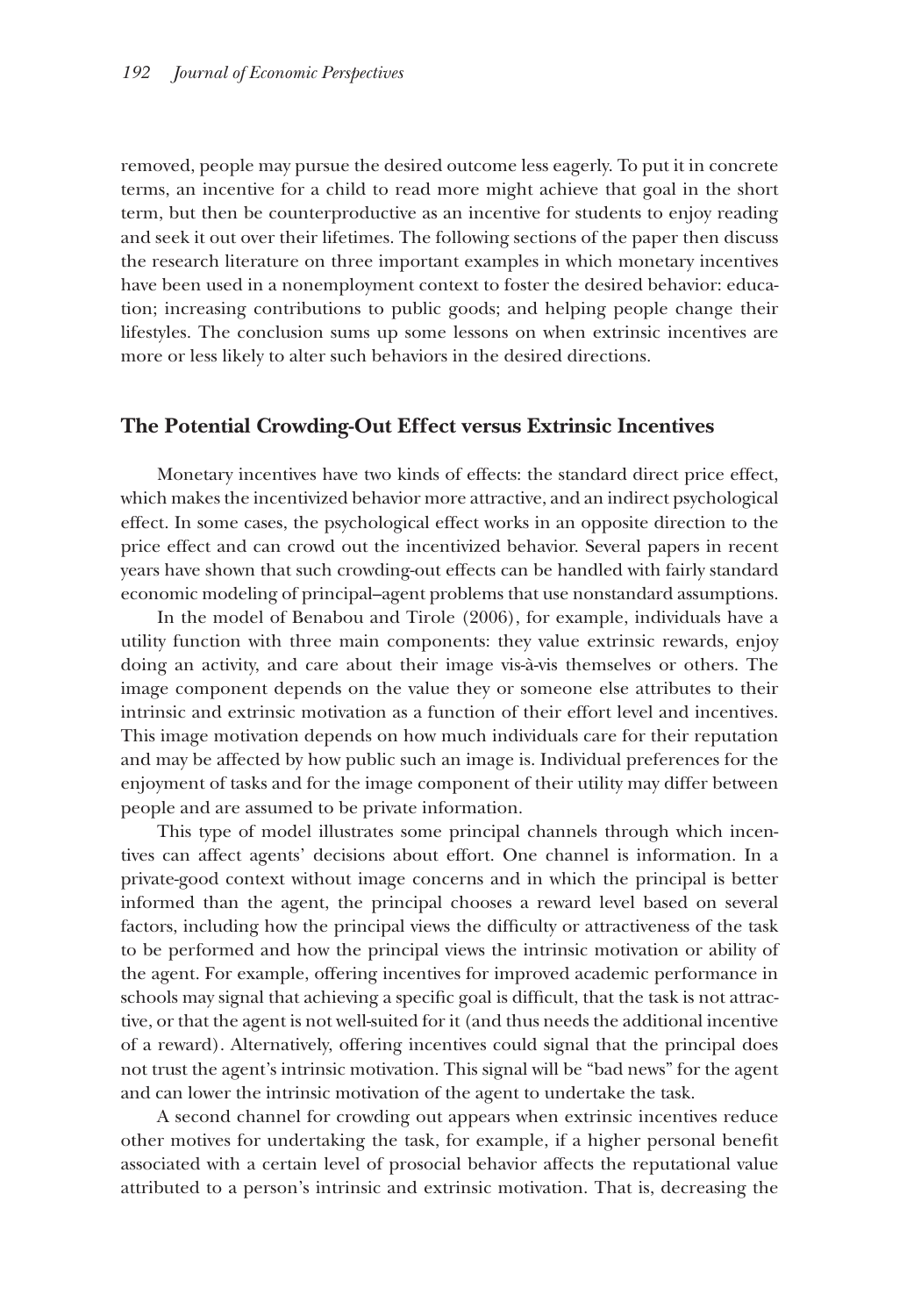removed, people may pursue the desired outcome less eagerly. To put it in concrete terms, an incentive for a child to read more might achieve that goal in the short term, but then be counterproductive as an incentive for students to enjoy reading and seek it out over their lifetimes. The following sections of the paper then discuss the research literature on three important examples in which monetary incentives have been used in a nonemployment context to foster the desired behavior: education; increasing contributions to public goods; and helping people change their lifestyles. The conclusion sums up some lessons on when extrinsic incentives are more or less likely to alter such behaviors in the desired directions.

## The Potential Crowding-Out Effect versus Extrinsic Incentives

Monetary incentives have two kinds of effects: the standard direct price effect, which makes the incentivized behavior more attractive, and an indirect psychological effect. In some cases, the psychological effect works in an opposite direction to the price effect and can crowd out the incentivized behavior. Several papers in recent years have shown that such crowding-out effects can be handled with fairly standard economic modeling of principal–agent problems that use nonstandard assumptions.

In the model of Benabou and Tirole (2006), for example, individuals have a utility function with three main components: they value extrinsic rewards, enjoy doing an activity, and care about their image vis-à-vis themselves or others. The image component depends on the value they or someone else attributes to their intrinsic and extrinsic motivation as a function of their effort level and incentives. This image motivation depends on how much individuals care for their reputation and may be affected by how public such an image is. Individual preferences for the enjoyment of tasks and for the image component of their utility may differ between people and are assumed to be private information.

This type of model illustrates some principal channels through which incentives can affect agents' decisions about effort. One channel is information. In a private-good context without image concerns and in which the principal is better informed than the agent, the principal chooses a reward level based on several factors, including how the principal views the difficulty or attractiveness of the task to be performed and how the principal views the intrinsic motivation or ability of the agent. For example, offering incentives for improved academic performance in schools may signal that achieving a specific goal is difficult, that the task is not attractive, or that the agent is not well-suited for it (and thus needs the additional incentive of a reward). Alternatively, offering incentives could signal that the principal does not trust the agent's intrinsic motivation. This signal will be "bad news" for the agent and can lower the intrinsic motivation of the agent to undertake the task.

A second channel for crowding out appears when extrinsic incentives reduce other motives for undertaking the task, for example, if a higher personal benefit associated with a certain level of prosocial behavior affects the reputational value attributed to a person's intrinsic and extrinsic motivation. That is, decreasing the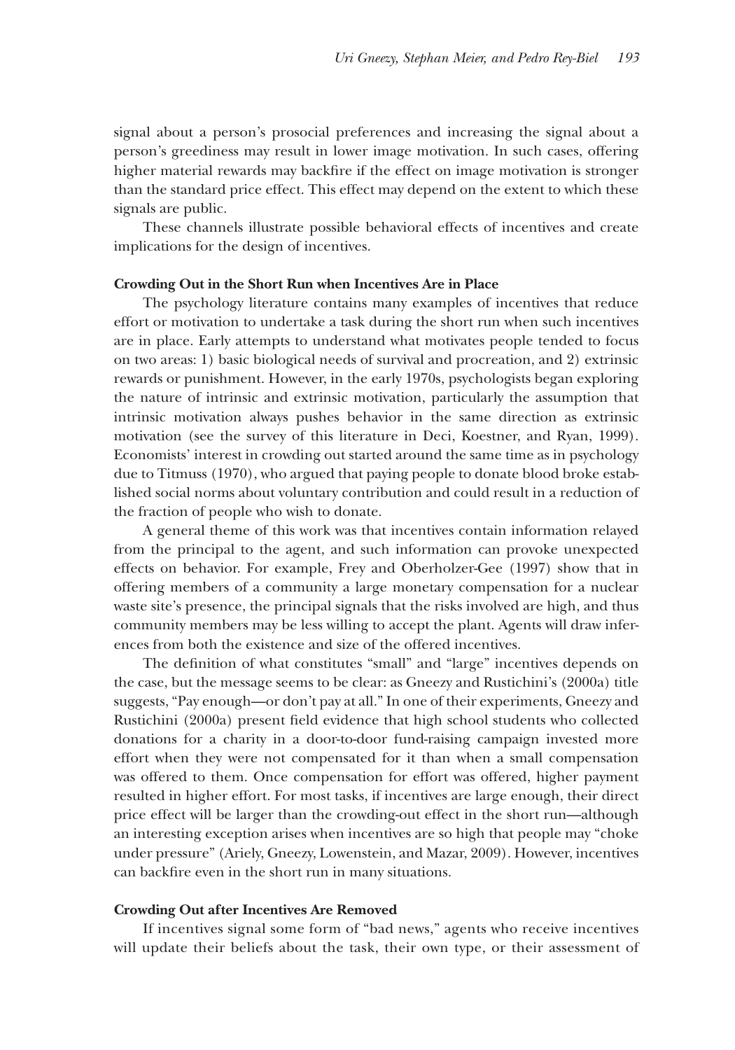signal about a person's prosocial preferences and increasing the signal about a person's greediness may result in lower image motivation. In such cases, offering higher material rewards may backfire if the effect on image motivation is stronger than the standard price effect. This effect may depend on the extent to which these signals are public.

These channels illustrate possible behavioral effects of incentives and create implications for the design of incentives.

### Crowding Out in the Short Run when Incentives Are in Place

The psychology literature contains many examples of incentives that reduce effort or motivation to undertake a task during the short run when such incentives are in place. Early attempts to understand what motivates people tended to focus on two areas: 1) basic biological needs of survival and procreation, and 2) extrinsic rewards or punishment. However, in the early 1970s, psychologists began exploring the nature of intrinsic and extrinsic motivation, particularly the assumption that intrinsic motivation always pushes behavior in the same direction as extrinsic motivation (see the survey of this literature in Deci, Koestner, and Ryan, 1999). Economists' interest in crowding out started around the same time as in psychology due to Titmuss (1970), who argued that paying people to donate blood broke established social norms about voluntary contribution and could result in a reduction of the fraction of people who wish to donate.

A general theme of this work was that incentives contain information relayed from the principal to the agent, and such information can provoke unexpected effects on behavior. For example, Frey and Oberholzer-Gee (1997) show that in offering members of a community a large monetary compensation for a nuclear waste site's presence, the principal signals that the risks involved are high, and thus community members may be less willing to accept the plant. Agents will draw inferences from both the existence and size of the offered incentives.

The definition of what constitutes "small" and "large" incentives depends on the case, but the message seems to be clear: as Gneezy and Rustichini's (2000a) title suggests, "Pay enough—or don't pay at all." In one of their experiments, Gneezy and Rustichini (2000a) present field evidence that high school students who collected donations for a charity in a door-to-door fund-raising campaign invested more effort when they were not compensated for it than when a small compensation was offered to them. Once compensation for effort was offered, higher payment resulted in higher effort. For most tasks, if incentives are large enough, their direct price effect will be larger than the crowding-out effect in the short run—although an interesting exception arises when incentives are so high that people may "choke under pressure" (Ariely, Gneezy, Lowenstein, and Mazar, 2009). However, incentives can backfire even in the short run in many situations.

### Crowding Out after Incentives Are Removed

If incentives signal some form of "bad news," agents who receive incentives will update their beliefs about the task, their own type, or their assessment of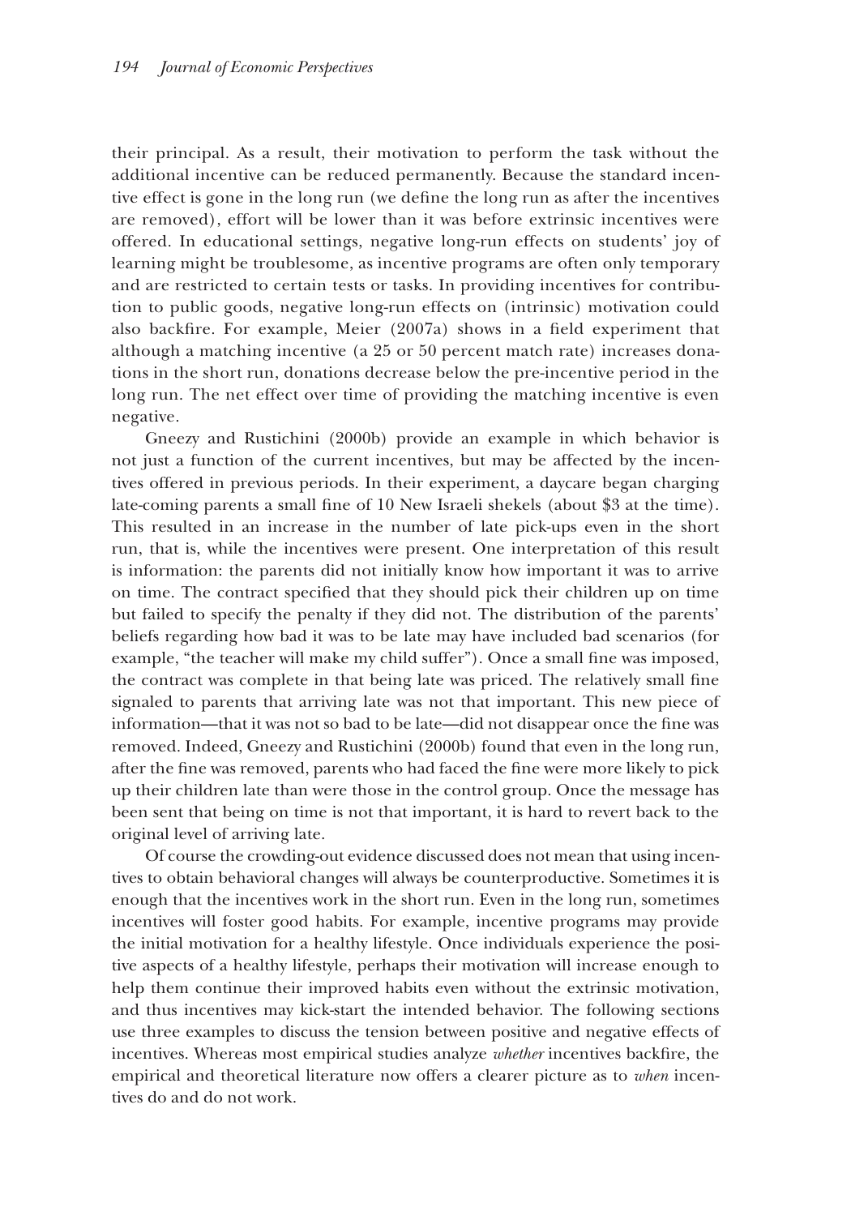their principal. As a result, their motivation to perform the task without the additional incentive can be reduced permanently. Because the standard incentive effect is gone in the long run (we define the long run as after the incentives are removed), effort will be lower than it was before extrinsic incentives were offered. In educational settings, negative long-run effects on students' joy of learning might be troublesome, as incentive programs are often only temporary and are restricted to certain tests or tasks. In providing incentives for contribution to public goods, negative long-run effects on (intrinsic) motivation could also backfire. For example, Meier (2007a) shows in a field experiment that although a matching incentive (a 25 or 50 percent match rate) increases donations in the short run, donations decrease below the pre-incentive period in the long run. The net effect over time of providing the matching incentive is even negative.

Gneezy and Rustichini (2000b) provide an example in which behavior is not just a function of the current incentives, but may be affected by the incentives offered in previous periods. In their experiment, a daycare began charging late-coming parents a small fine of 10 New Israeli shekels (about $3 at the time). This resulted in an increase in the number of late pick-ups even in the short run, that is, while the incentives were present. One interpretation of this result is information: the parents did not initially know how important it was to arrive on time. The contract specified that they should pick their children up on time but failed to specify the penalty if they did not. The distribution of the parents' beliefs regarding how bad it was to be late may have included bad scenarios (for example, "the teacher will make my child suffer"). Once a small fine was imposed, the contract was complete in that being late was priced. The relatively small fine signaled to parents that arriving late was not that important. This new piece of information—that it was not so bad to be late—did not disappear once the fine was removed. Indeed, Gneezy and Rustichini (2000b) found that even in the long run, after the fine was removed, parents who had faced the fine were more likely to pick up their children late than were those in the control group. Once the message has been sent that being on time is not that important, it is hard to revert back to the original level of arriving late.

Of course the crowding-out evidence discussed does not mean that using incentives to obtain behavioral changes will always be counterproductive. Sometimes it is enough that the incentives work in the short run. Even in the long run, sometimes incentives will foster good habits. For example, incentive programs may provide the initial motivation for a healthy lifestyle. Once individuals experience the positive aspects of a healthy lifestyle, perhaps their motivation will increase enough to help them continue their improved habits even without the extrinsic motivation, and thus incentives may kick-start the intended behavior. The following sections use three examples to discuss the tension between positive and negative effects of incentives. Whereas most empirical studies analyze *whether* incentives backfire, the empirical and theoretical literature now offers a clearer picture as to *when* incentives do and do not work.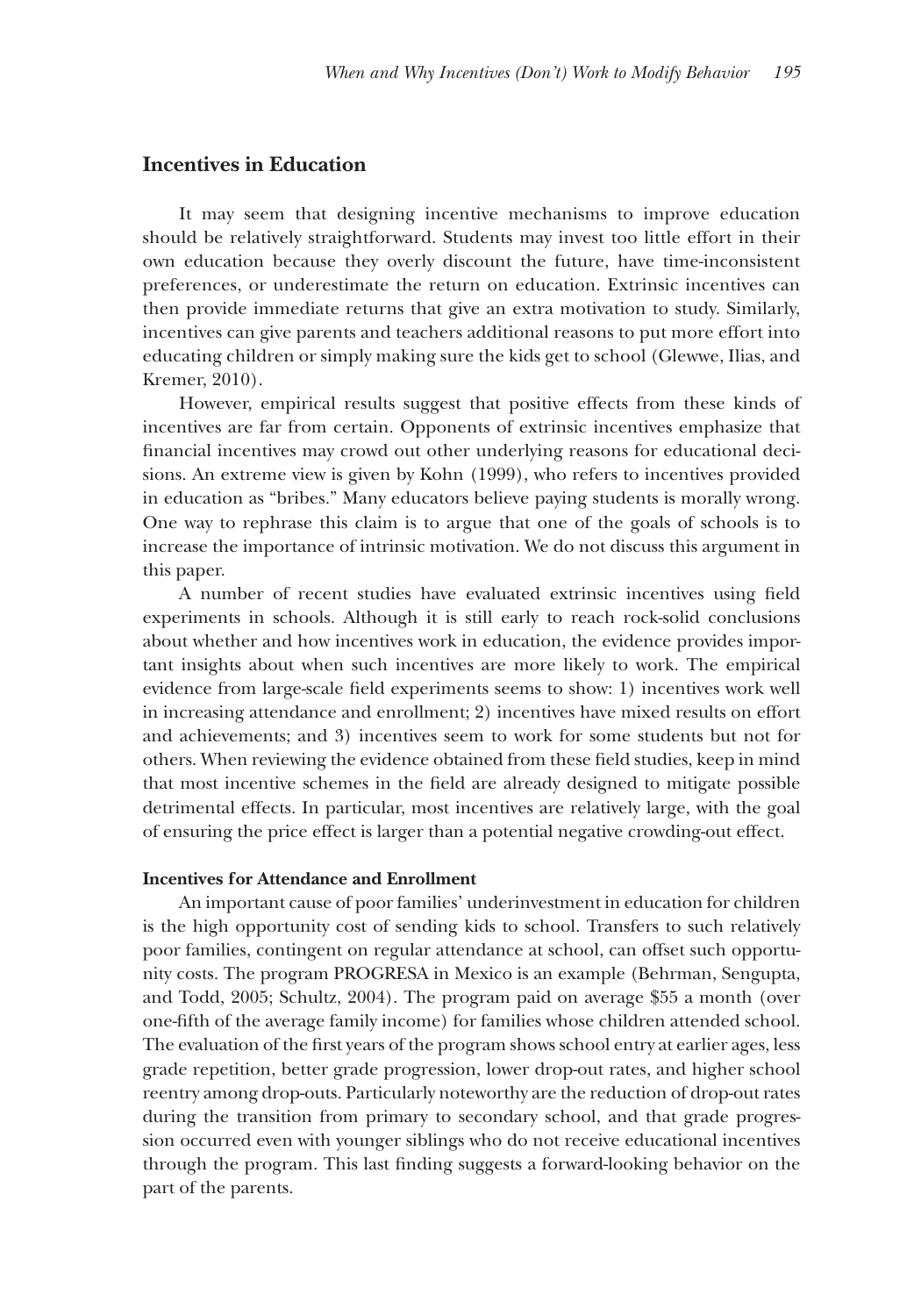## Incentives in Education

It may seem that designing incentive mechanisms to improve education should be relatively straightforward. Students may invest too little effort in their own education because they overly discount the future, have time-inconsistent preferences, or underestimate the return on education. Extrinsic incentives can then provide immediate returns that give an extra motivation to study. Similarly, incentives can give parents and teachers additional reasons to put more effort into educating children or simply making sure the kids get to school (Glewwe, Ilias, and Kremer, 2010).

However, empirical results suggest that positive effects from these kinds of incentives are far from certain. Opponents of extrinsic incentives emphasize that financial incentives may crowd out other underlying reasons for educational decisions. An extreme view is given by Kohn (1999), who refers to incentives provided in education as "bribes." Many educators believe paying students is morally wrong. One way to rephrase this claim is to argue that one of the goals of schools is to increase the importance of intrinsic motivation. We do not discuss this argument in this paper.

A number of recent studies have evaluated extrinsic incentives using field experiments in schools. Although it is still early to reach rock-solid conclusions about whether and how incentives work in education, the evidence provides important insights about when such incentives are more likely to work. The empirical evidence from large-scale field experiments seems to show: 1) incentives work well in increasing attendance and enrollment; 2) incentives have mixed results on effort and achievements; and 3) incentives seem to work for some students but not for others. When reviewing the evidence obtained from these field studies, keep in mind that most incentive schemes in the field are already designed to mitigate possible detrimental effects. In particular, most incentives are relatively large, with the goal of ensuring the price effect is larger than a potential negative crowding-out effect.

### Incentives for Attendance and Enrollment

An important cause of poor families' underinvestment in education for children is the high opportunity cost of sending kids to school. Transfers to such relatively poor families, contingent on regular attendance at school, can offset such opportunity costs. The program PROGRESA in Mexico is an example (Behrman, Sengupta, and Todd, 2005; Schultz, 2004). The program paid on average \$55 a month (over one-fifth of the average family income) for families whose children attended school. The evaluation of the first years of the program shows school entry at earlier ages, less grade repetition, better grade progression, lower drop-out rates, and higher school reentry among drop-outs. Particularly noteworthy are the reduction of drop-out rates during the transition from primary to secondary school, and that grade progression occurred even with younger siblings who do not receive educational incentives through the program. This last finding suggests a forward-looking behavior on the part of the parents.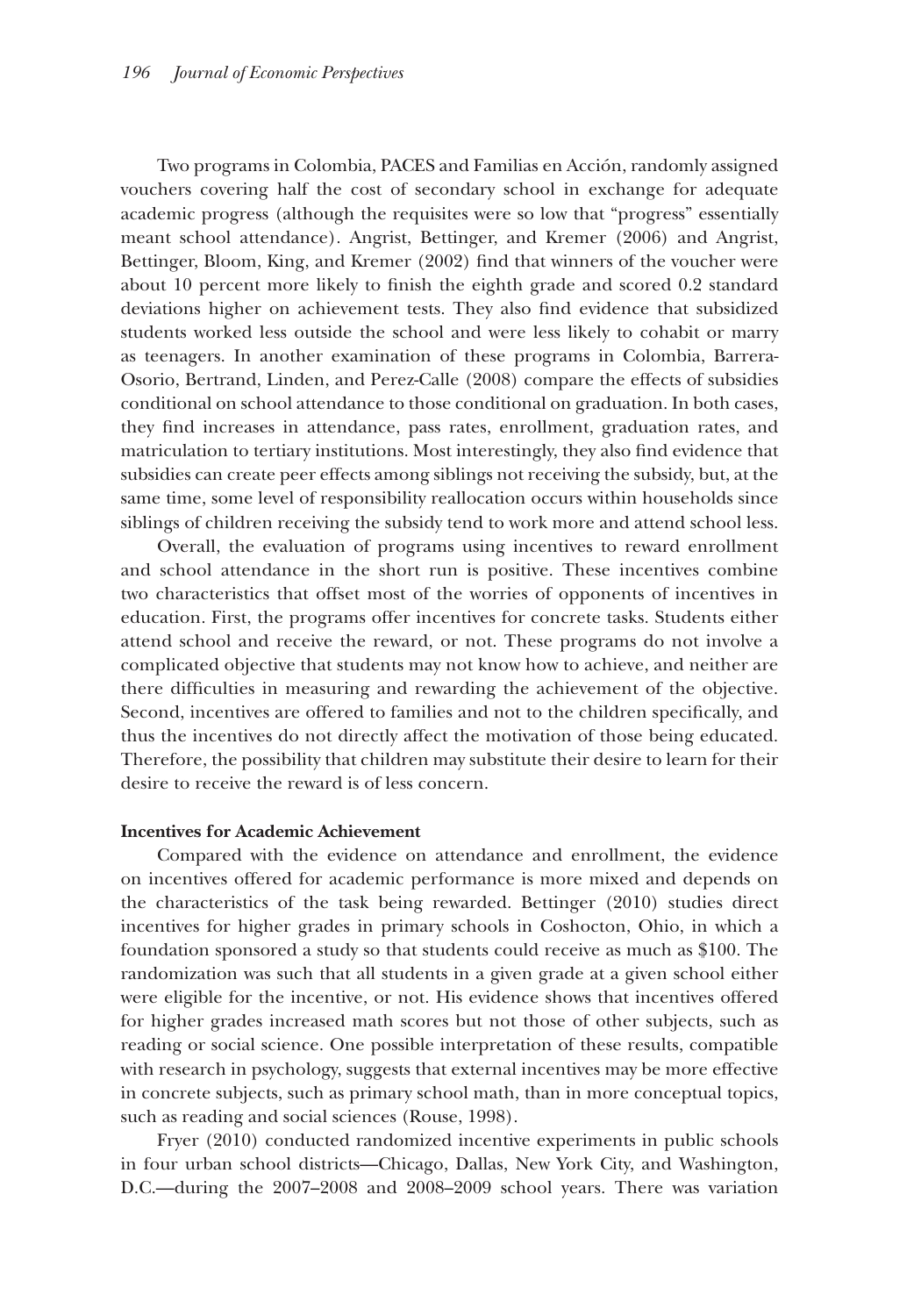Two programs in Colombia, PACES and Familias en Acción, randomly assigned vouchers covering half the cost of secondary school in exchange for adequate academic progress (although the requisites were so low that "progress" essentially meant school attendance). Angrist, Bettinger, and Kremer (2006) and Angrist, Bettinger, Bloom, King, and Kremer (2002) find that winners of the voucher were about 10 percent more likely to finish the eighth grade and scored 0.2 standard deviations higher on achievement tests. They also find evidence that subsidized students worked less outside the school and were less likely to cohabit or marry as teenagers. In another examination of these programs in Colombia, Barrera-Osorio, Bertrand, Linden, and Perez-Calle (2008) compare the effects of subsidies conditional on school attendance to those conditional on graduation. In both cases, they find increases in attendance, pass rates, enrollment, graduation rates, and matriculation to tertiary institutions. Most interestingly, they also find evidence that subsidies can create peer effects among siblings not receiving the subsidy, but, at the same time, some level of responsibility reallocation occurs within households since siblings of children receiving the subsidy tend to work more and attend school less.

Overall, the evaluation of programs using incentives to reward enrollment and school attendance in the short run is positive. These incentives combine two characteristics that offset most of the worries of opponents of incentives in education. First, the programs offer incentives for concrete tasks. Students either attend school and receive the reward, or not. These programs do not involve a complicated objective that students may not know how to achieve, and neither are there difficulties in measuring and rewarding the achievement of the objective. Second, incentives are offered to families and not to the children specifically, and thus the incentives do not directly affect the motivation of those being educated. Therefore, the possibility that children may substitute their desire to learn for their desire to receive the reward is of less concern.

**Incentives for Academic Achievement**

Compared with the evidence on attendance and enrollment, the evidence on incentives offered for academic performance is more mixed and depends on the characteristics of the task being rewarded. Bettinger (2010) studies direct incentives for higher grades in primary schools in Coshocton, Ohio, in which a foundation sponsored a study so that students could receive as much as \$100. The randomization was such that all students in a given grade at a given school either were eligible for the incentive, or not. His evidence shows that incentives offered for higher grades increased math scores but not those of other subjects, such as reading or social science. One possible interpretation of these results, compatible with research in psychology, suggests that external incentives may be more effective in concrete subjects, such as primary school math, than in more conceptual topics, such as reading and social sciences (Rouse, 1998).

Fryer (2010) conducted randomized incentive experiments in public schools in four urban school districts—Chicago, Dallas, New York City, and Washington, D.C.—during the 2007–2008 and 2008–2009 school years. There was variation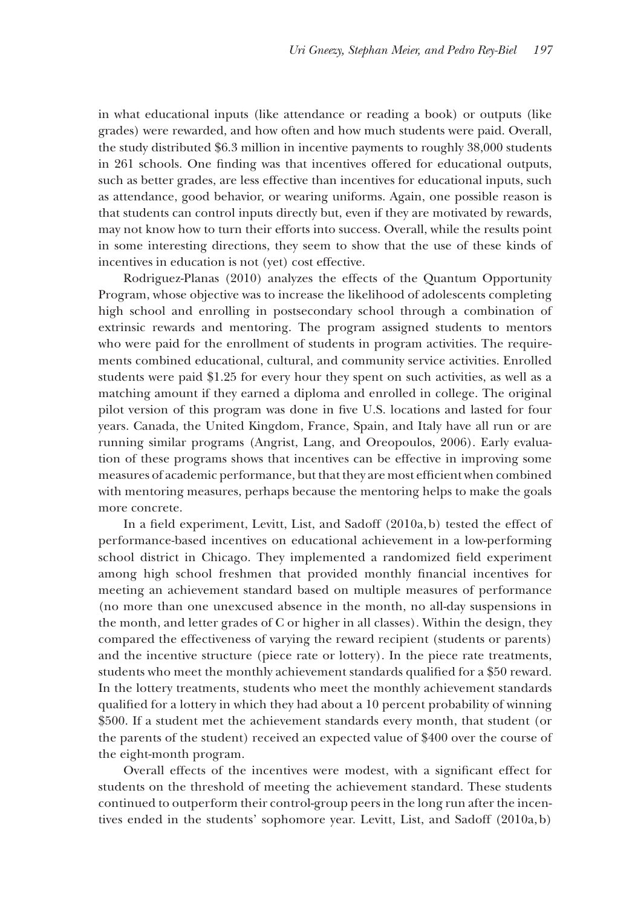in what educational inputs (like attendance or reading a book) or outputs (like grades) were rewarded, and how often and how much students were paid. Overall, the study distributed \$6.3 million in incentive payments to roughly 38,000 students in 261 schools. One finding was that incentives offered for educational outputs, such as better grades, are less effective than incentives for educational inputs, such as attendance, good behavior, or wearing uniforms. Again, one possible reason is that students can control inputs directly but, even if they are motivated by rewards, may not know how to turn their efforts into success. Overall, while the results point in some interesting directions, they seem to show that the use of these kinds of incentives in education is not (yet) cost effective.

Rodriguez-Planas (2010) analyzes the effects of the Quantum Opportunity Program, whose objective was to increase the likelihood of adolescents completing high school and enrolling in postsecondary school through a combination of extrinsic rewards and mentoring. The program assigned students to mentors who were paid for the enrollment of students in program activities. The requirements combined educational, cultural, and community service activities. Enrolled students were paid \$1.25 for every hour they spent on such activities, as well as a matching amount if they earned a diploma and enrolled in college. The original pilot version of this program was done in five U.S. locations and lasted for four years. Canada, the United Kingdom, France, Spain, and Italy have all run or are running similar programs (Angrist, Lang, and Oreopoulos, 2006). Early evaluation of these programs shows that incentives can be effective in improving some measures of academic performance, but that they are most efficient when combined with mentoring measures, perhaps because the mentoring helps to make the goals more concrete.

In a field experiment, Levitt, List, and Sadoff (2010a, b) tested the effect of performance-based incentives on educational achievement in a low-performing school district in Chicago. They implemented a randomized field experiment among high school freshmen that provided monthly financial incentives for meeting an achievement standard based on multiple measures of performance (no more than one unexcused absence in the month, no all-day suspensions in the month, and letter grades of C or higher in all classes). Within the design, they compared the effectiveness of varying the reward recipient (students or parents) and the incentive structure (piece rate or lottery). In the piece rate treatments, students who meet the monthly achievement standards qualified for a \$50 reward. In the lottery treatments, students who meet the monthly achievement standards qualified for a lottery in which they had about a 10 percent probability of winning \$500. If a student met the achievement standards every month, that student (or the parents of the student) received an expected value of \$400 over the course of the eight-month program.

Overall effects of the incentives were modest, with a significant effect for students on the threshold of meeting the achievement standard. These students continued to outperform their control-group peers in the long run after the incentives ended in the students' sophomore year. Levitt, List, and Sadoff (2010a, b)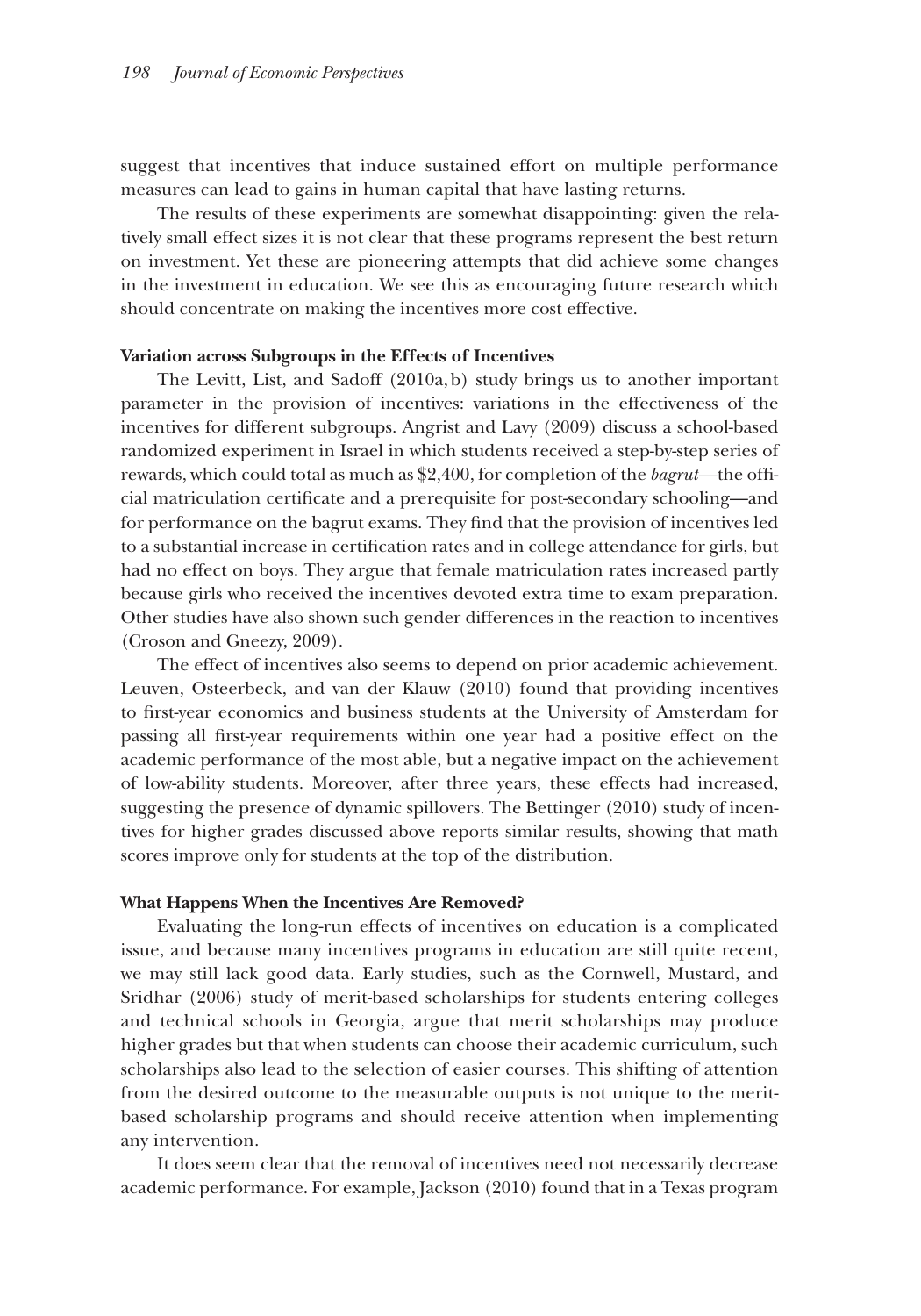suggest that incentives that induce sustained effort on multiple performance measures can lead to gains in human capital that have lasting returns.

The results of these experiments are somewhat disappointing: given the relatively small effect sizes it is not clear that these programs represent the best return on investment. Yet these are pioneering attempts that did achieve some changes in the investment in education. We see this as encouraging future research which should concentrate on making the incentives more cost effective.

### Variation across Subgroups in the Effects of Incentives

The Levitt, List, and Sadoff (2010a, b) study brings us to another important parameter in the provision of incentives: variations in the effectiveness of the incentives for different subgroups. Angrist and Lavy (2009) discuss a school-based randomized experiment in Israel in which students received a step-by-step series of rewards, which could total as much as $2,400, for completion of the *bagrut*—the official matriculation certificate and a prerequisite for post-secondary schooling—and for performance on the bagrut exams. They find that the provision of incentives led to a substantial increase in certification rates and in college attendance for girls, but had no effect on boys. They argue that female matriculation rates increased partly because girls who received the incentives devoted extra time to exam preparation. Other studies have also shown such gender differences in the reaction to incentives (Croson and Gneezy, 2009).

The effect of incentives also seems to depend on prior academic achievement. Leuven, Osteerbeck, and van der Klauw (2010) found that providing incentives to first-year economics and business students at the University of Amsterdam for passing all first-year requirements within one year had a positive effect on the academic performance of the most able, but a negative impact on the achievement of low-ability students. Moreover, after three years, these effects had increased, suggesting the presence of dynamic spillovers. The Bettinger (2010) study of incentives for higher grades discussed above reports similar results, showing that math scores improve only for students at the top of the distribution.

### What Happens When the Incentives Are Removed?

Evaluating the long-run effects of incentives on education is a complicated issue, and because many incentives programs in education are still quite recent, we may still lack good data. Early studies, such as the Cornwell, Mustard, and Sridhar (2006) study of merit-based scholarships for students entering colleges and technical schools in Georgia, argue that merit scholarships may produce higher grades but that when students can choose their academic curriculum, such scholarships also lead to the selection of easier courses. This shifting of attention from the desired outcome to the measurable outputs is not unique to the merit-based scholarship programs and should receive attention when implementing any intervention.

It does seem clear that the removal of incentives need not necessarily decrease academic performance. For example, Jackson (2010) found that in a Texas program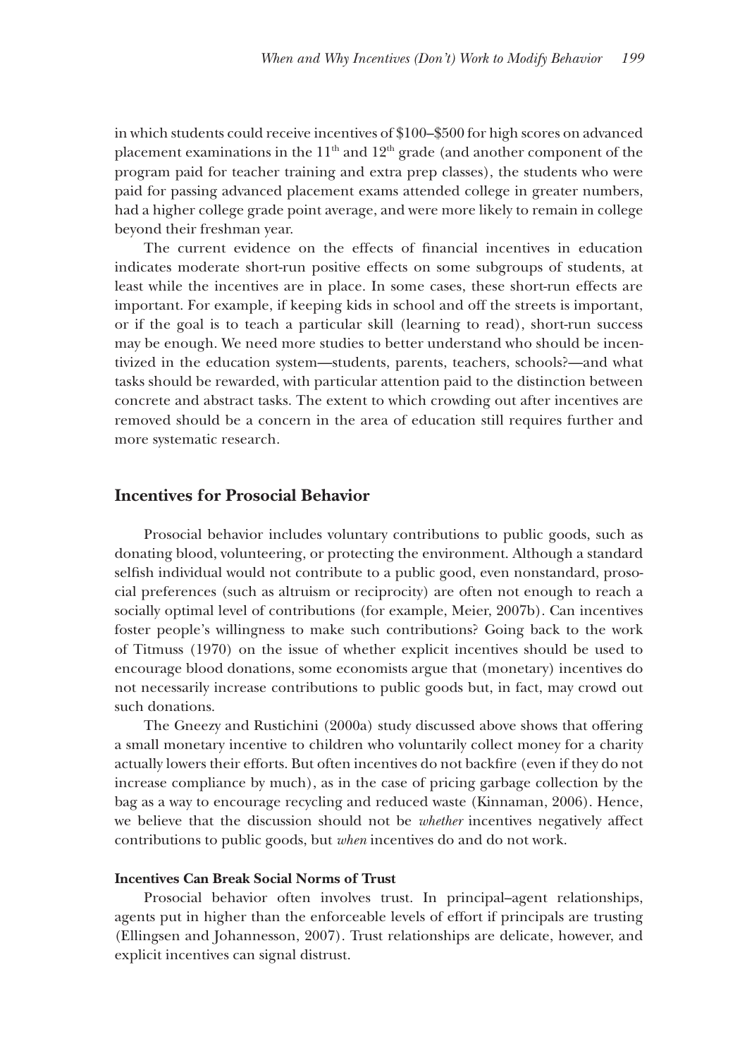in which students could receive incentives of $100–$500 for high scores on advanced placement examinations in the $11^{th}$ and $12^{th}$ grade (and another component of the program paid for teacher training and extra prep classes), the students who were paid for passing advanced placement exams attended college in greater numbers, had a higher college grade point average, and were more likely to remain in college beyond their freshman year.

The current evidence on the effects of financial incentives in education indicates moderate short-run positive effects on some subgroups of students, at least while the incentives are in place. In some cases, these short-run effects are important. For example, if keeping kids in school and off the streets is important, or if the goal is to teach a particular skill (learning to read), short-run success may be enough. We need more studies to better understand who should be incentivized in the education system—students, parents, teachers, schools?—and what tasks should be rewarded, with particular attention paid to the distinction between concrete and abstract tasks. The extent to which crowding out after incentives are removed should be a concern in the area of education still requires further and more systematic research.

## Incentives for Prosocial Behavior

Prosocial behavior includes voluntary contributions to public goods, such as donating blood, volunteering, or protecting the environment. Although a standard selfish individual would not contribute to a public good, even nonstandard, prosocial preferences (such as altruism or reciprocity) are often not enough to reach a socially optimal level of contributions (for example, Meier, 2007b). Can incentives foster people's willingness to make such contributions? Going back to the work of Titmuss (1970) on the issue of whether explicit incentives should be used to encourage blood donations, some economists argue that (monetary) incentives do not necessarily increase contributions to public goods but, in fact, may crowd out such donations.

The Gneezy and Rustichini (2000a) study discussed above shows that offering a small monetary incentive to children who voluntarily collect money for a charity actually lowers their efforts. But often incentives do not backfire (even if they do not increase compliance by much), as in the case of pricing garbage collection by the bag as a way to encourage recycling and reduced waste (Kinnaman, 2006). Hence, we believe that the discussion should not be *whether* incentives negatively affect contributions to public goods, but *when* incentives do and do not work.

### Incentives Can Break Social Norms of Trust

Prosocial behavior often involves trust. In principal–agent relationships, agents put in higher than the enforceable levels of effort if principals are trusting (Ellingsen and Johannesson, 2007). Trust relationships are delicate, however, and explicit incentives can signal distrust.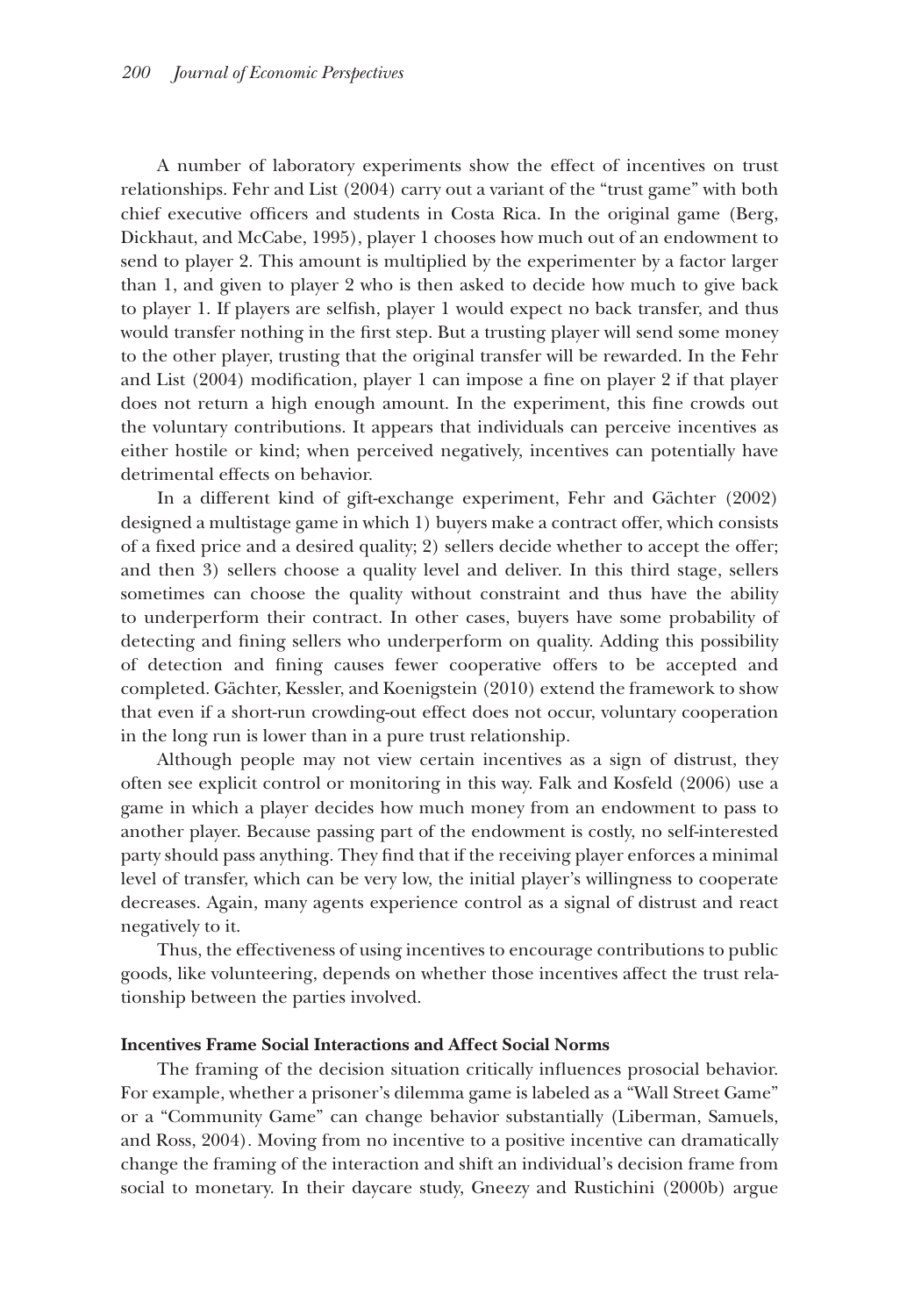A number of laboratory experiments show the effect of incentives on trust relationships. Fehr and List (2004) carry out a variant of the "trust game" with both chief executive officers and students in Costa Rica. In the original game (Berg, Dickhaut, and McCabe, 1995), player 1 chooses how much out of an endowment to send to player 2. This amount is multiplied by the experimenter by a factor larger than 1, and given to player 2 who is then asked to decide how much to give back to player 1. If players are selfish, player 1 would expect no back transfer, and thus would transfer nothing in the first step. But a trusting player will send some money to the other player, trusting that the original transfer will be rewarded. In the Fehr and List (2004) modification, player 1 can impose a fine on player 2 if that player does not return a high enough amount. In the experiment, this fine crowds out the voluntary contributions. It appears that individuals can perceive incentives as either hostile or kind; when perceived negatively, incentives can potentially have detrimental effects on behavior.

In a different kind of gift-exchange experiment, Fehr and Gächter (2002) designed a multistage game in which 1) buyers make a contract offer, which consists of a fixed price and a desired quality; 2) sellers decide whether to accept the offer; and then 3) sellers choose a quality level and deliver. In this third stage, sellers sometimes can choose the quality without constraint and thus have the ability to underperform their contract. In other cases, buyers have some probability of detecting and fining sellers who underperform on quality. Adding this possibility of detection and fining causes fewer cooperative offers to be accepted and completed. Gächter, Kessler, and Koenigstein (2010) extend the framework to show that even if a short-run crowding-out effect does not occur, voluntary cooperation in the long run is lower than in a pure trust relationship.

Although people may not view certain incentives as a sign of distrust, they often see explicit control or monitoring in this way. Falk and Kosfeld (2006) use a game in which a player decides how much money from an endowment to pass to another player. Because passing part of the endowment is costly, no self-interested party should pass anything. They find that if the receiving player enforces a minimal level of transfer, which can be very low, the initial player's willingness to cooperate decreases. Again, many agents experience control as a signal of distrust and react negatively to it.

Thus, the effectiveness of using incentives to encourage contributions to public goods, like volunteering, depends on whether those incentives affect the trust relationship between the parties involved.

### Incentives Frame Social Interactions and Affect Social Norms

The framing of the decision situation critically influences prosocial behavior. For example, whether a prisoner's dilemma game is labeled as a "Wall Street Game" or a "Community Game" can change behavior substantially (Liberman, Samuels, and Ross, 2004). Moving from no incentive to a positive incentive can dramatically change the framing of the interaction and shift an individual's decision frame from social to monetary. In their daycare study, Gneezy and Rustichini (2000b) argue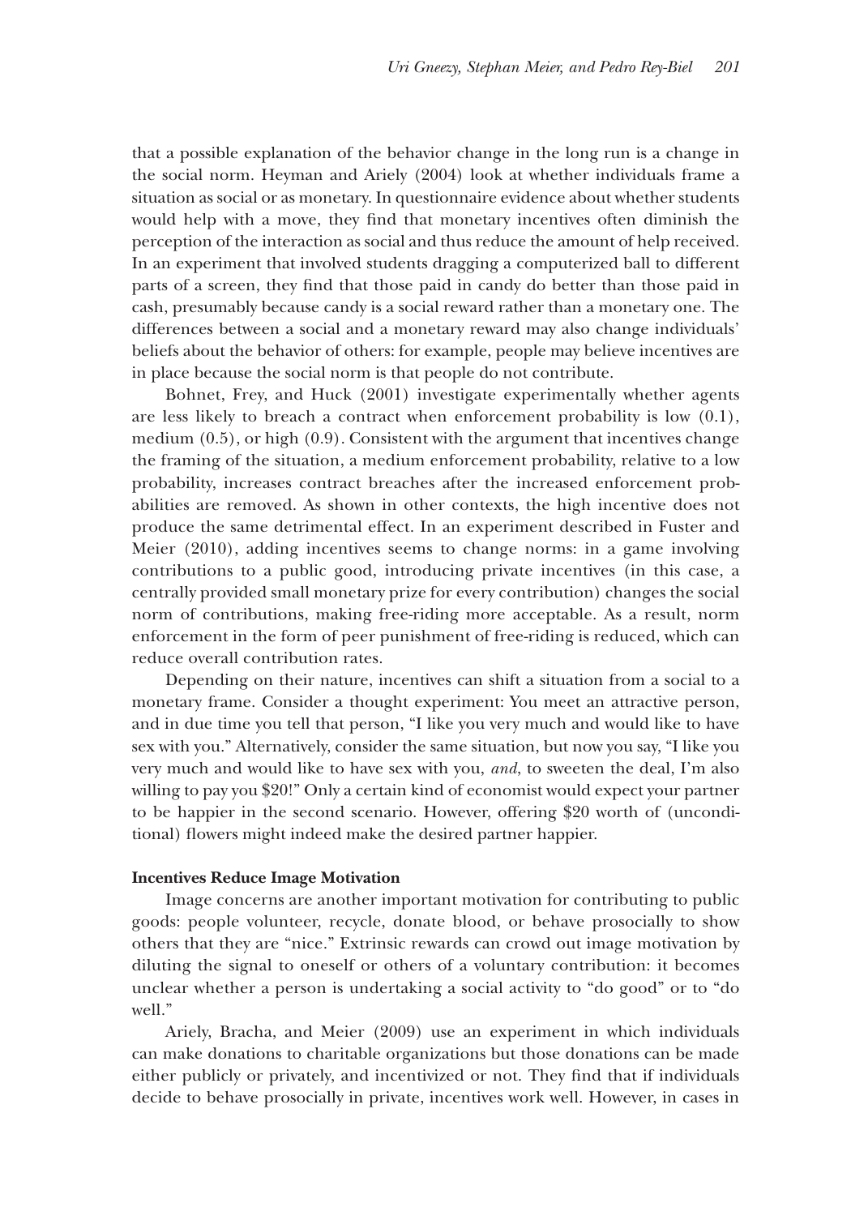that a possible explanation of the behavior change in the long run is a change in the social norm. Heyman and Ariely (2004) look at whether individuals frame a situation as social or as monetary. In questionnaire evidence about whether students would help with a move, they find that monetary incentives often diminish the perception of the interaction as social and thus reduce the amount of help received. In an experiment that involved students dragging a computerized ball to different parts of a screen, they find that those paid in candy do better than those paid in cash, presumably because candy is a social reward rather than a monetary one. The differences between a social and a monetary reward may also change individuals' beliefs about the behavior of others: for example, people may believe incentives are in place because the social norm is that people do not contribute.

Bohnet, Frey, and Huck (2001) investigate experimentally whether agents are less likely to breach a contract when enforcement probability is low (0.1), medium (0.5), or high (0.9). Consistent with the argument that incentives change the framing of the situation, a medium enforcement probability, relative to a low probability, increases contract breaches after the increased enforcement probabilities are removed. As shown in other contexts, the high incentive does not produce the same detrimental effect. In an experiment described in Fuster and Meier (2010), adding incentives seems to change norms: in a game involving contributions to a public good, introducing private incentives (in this case, a centrally provided small monetary prize for every contribution) changes the social norm of contributions, making free-riding more acceptable. As a result, norm enforcement in the form of peer punishment of free-riding is reduced, which can reduce overall contribution rates.

Depending on their nature, incentives can shift a situation from a social to a monetary frame. Consider a thought experiment: You meet an attractive person, and in due time you tell that person, "I like you very much and would like to have sex with you." Alternatively, consider the same situation, but now you say, "I like you very much and would like to have sex with you, *and*, to sweeten the deal, I'm also willing to pay you $20!" Only a certain kind of economist would expect your partner to be happier in the second scenario. However, offering $20 worth of (unconditional) flowers might indeed make the desired partner happier.

**Incentives Reduce Image Motivation**

Image concerns are another important motivation for contributing to public goods: people volunteer, recycle, donate blood, or behave prosocially to show others that they are "nice." Extrinsic rewards can crowd out image motivation by diluting the signal to oneself or others of a voluntary contribution: it becomes unclear whether a person is undertaking a social activity to "do good" or to "do well."

Ariely, Bracha, and Meier (2009) use an experiment in which individuals can make donations to charitable organizations but those donations can be made either publicly or privately, and incentivized or not. They find that if individuals decide to behave prosocially in private, incentives work well. However, in cases in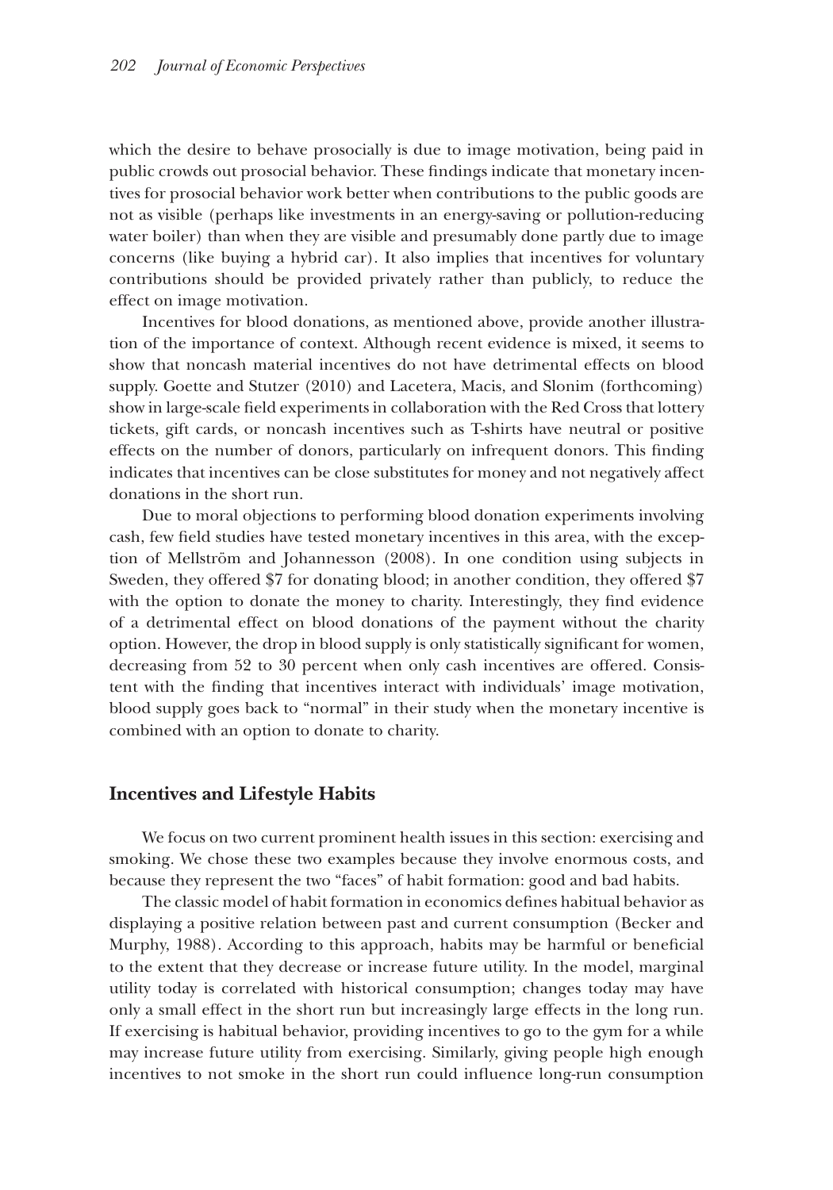which the desire to behave prosocially is due to image motivation, being paid in public crowds out prosocial behavior. These findings indicate that monetary incentives for prosocial behavior work better when contributions to the public goods are not as visible (perhaps like investments in an energy-saving or pollution-reducing water boiler) than when they are visible and presumably done partly due to image concerns (like buying a hybrid car). It also implies that incentives for voluntary contributions should be provided privately rather than publicly, to reduce the effect on image motivation.

Incentives for blood donations, as mentioned above, provide another illustration of the importance of context. Although recent evidence is mixed, it seems to show that noncash material incentives do not have detrimental effects on blood supply. Goette and Stutzer (2010) and Lacetera, Macis, and Slonim (forthcoming) show in large-scale field experiments in collaboration with the Red Cross that lottery tickets, gift cards, or noncash incentives such as T-shirts have neutral or positive effects on the number of donors, particularly on infrequent donors. This finding indicates that incentives can be close substitutes for money and not negatively affect donations in the short run.

Due to moral objections to performing blood donation experiments involving cash, few field studies have tested monetary incentives in this area, with the exception of Mellström and Johannesson (2008). In one condition using subjects in Sweden, they offered $7 for donating blood; in another condition, they offered $7 with the option to donate the money to charity. Interestingly, they find evidence of a detrimental effect on blood donations of the payment without the charity option. However, the drop in blood supply is only statistically significant for women, decreasing from 52 to 30 percent when only cash incentives are offered. Consistent with the finding that incentives interact with individuals' image motivation, blood supply goes back to "normal" in their study when the monetary incentive is combined with an option to donate to charity.

## Incentives and Lifestyle Habits

We focus on two current prominent health issues in this section: exercising and smoking. We chose these two examples because they involve enormous costs, and because they represent the two "faces" of habit formation: good and bad habits.

The classic model of habit formation in economics defines habitual behavior as displaying a positive relation between past and current consumption (Becker and Murphy, 1988). According to this approach, habits may be harmful or beneficial to the extent that they decrease or increase future utility. In the model, marginal utility today is correlated with historical consumption; changes today may have only a small effect in the short run but increasingly large effects in the long run. If exercising is habitual behavior, providing incentives to go to the gym for a while may increase future utility from exercising. Similarly, giving people high enough incentives to not smoke in the short run could influence long-run consumption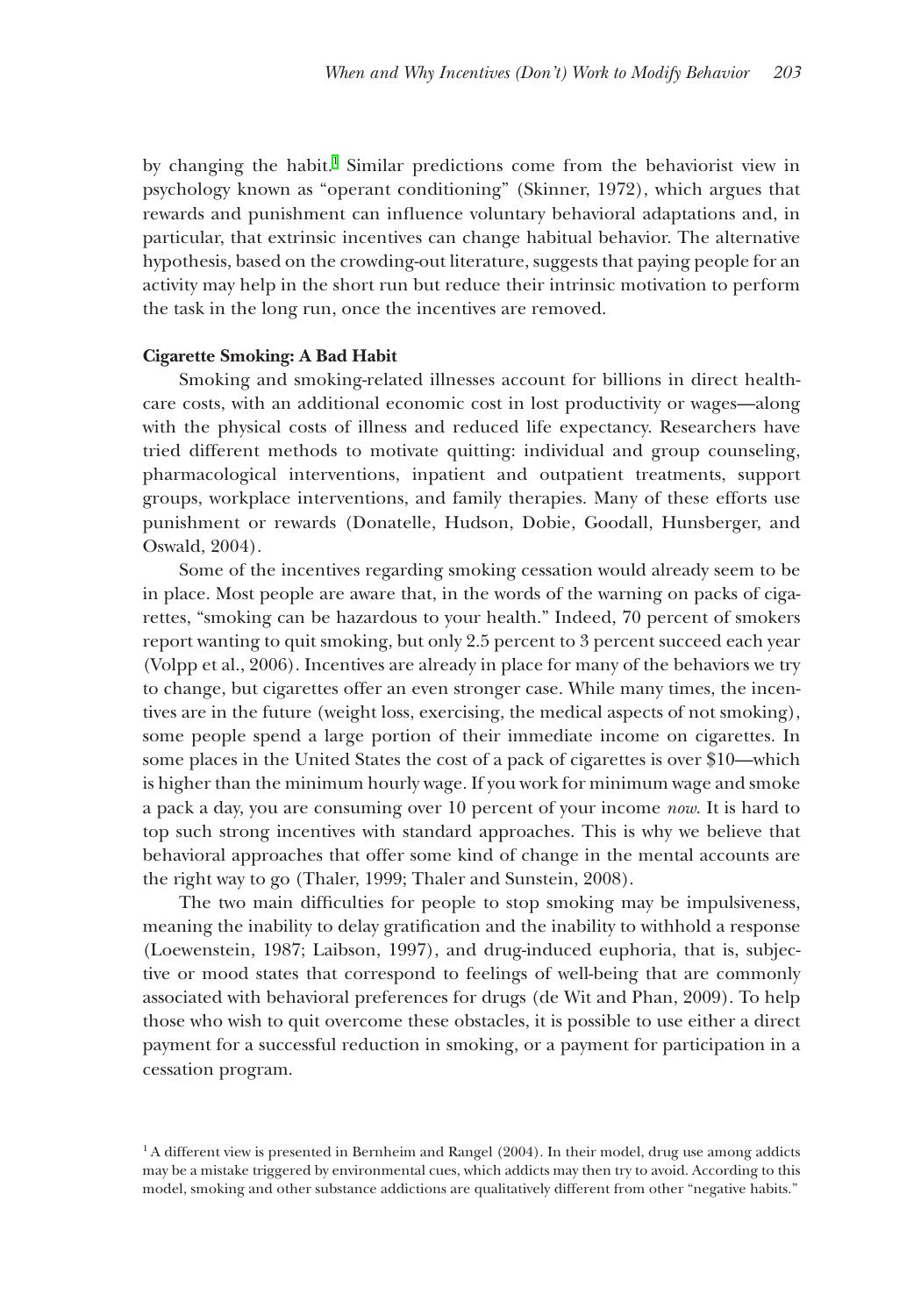by changing the habit.[1] Similar predictions come from the behaviorist view in psychology known as "operant conditioning" (Skinner, 1972), which argues that rewards and punishment can influence voluntary behavioral adaptations and, in particular, that extrinsic incentives can change habitual behavior. The alternative hypothesis, based on the crowding-out literature, suggests that paying people for an activity may help in the short run but reduce their intrinsic motivation to perform the task in the long run, once the incentives are removed.

**Cigarette Smoking: A Bad Habit**

Smoking and smoking-related illnesses account for billions in direct health-care costs, with an additional economic cost in lost productivity or wages—along with the physical costs of illness and reduced life expectancy. Researchers have tried different methods to motivate quitting: individual and group counseling, pharmacological interventions, inpatient and outpatient treatments, support groups, workplace interventions, and family therapies. Many of these efforts use punishment or rewards (Donatelle, Hudson, Dobie, Goodall, Hunsberger, and Oswald, 2004).

Some of the incentives regarding smoking cessation would already seem to be in place. Most people are aware that, in the words of the warning on packs of cigarettes, "smoking can be hazardous to your health." Indeed, 70 percent of smokers report wanting to quit smoking, but only 2.5 percent to 3 percent succeed each year (Volpp et al., 2006). Incentives are already in place for many of the behaviors we try to change, but cigarettes offer an even stronger case. While many times, the incentives are in the future (weight loss, exercising, the medical aspects of not smoking), some people spend a large portion of their immediate income on cigarettes. In some places in the United States the cost of a pack of cigarettes is over $10—which is higher than the minimum hourly wage. If you work for minimum wage and smoke a pack a day, you are consuming over 10 percent of your income *now*. It is hard to top such strong incentives with standard approaches. This is why we believe that behavioral approaches that offer some kind of change in the mental accounts are the right way to go (Thaler, 1999; Thaler and Sunstein, 2008).

The two main difficulties for people to stop smoking may be impulsiveness, meaning the inability to delay gratification and the inability to withhold a response (Loewenstein, 1987; Laibson, 1997), and drug-induced euphoria, that is, subjective or mood states that correspond to feelings of well-being that are commonly associated with behavioral preferences for drugs (de Wit and Phan, 2009). To help those who wish to quit overcome these obstacles, it is possible to use either a direct payment for a successful reduction in smoking, or a payment for participation in a cessation program.

[1] A different view is presented in Bernheim and Rangel (2004). In their model, drug use among addicts may be a mistake triggered by environmental cues, which addicts may then try to avoid. According to this model, smoking and other substance addictions are qualitatively different from other "negative habits."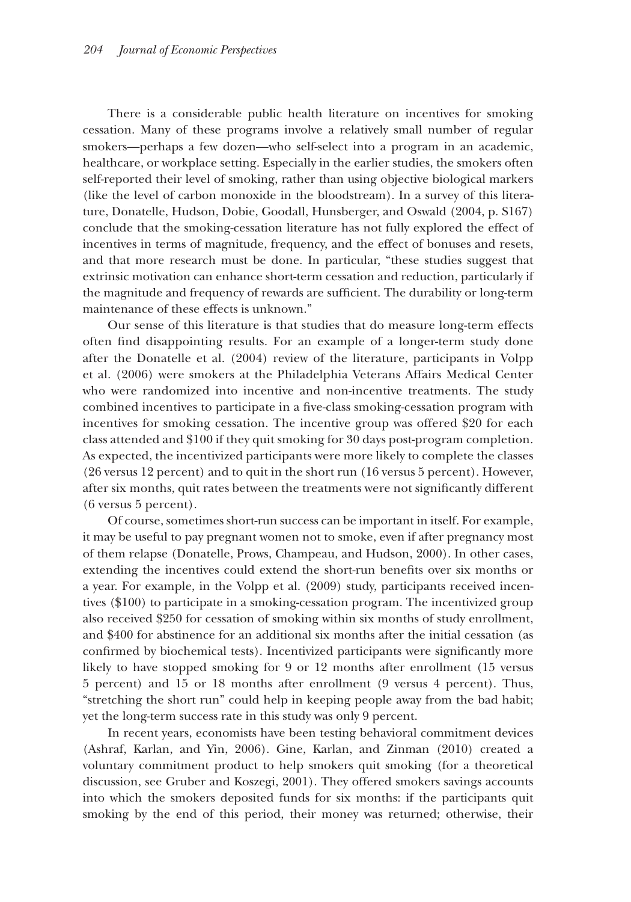There is a considerable public health literature on incentives for smoking cessation. Many of these programs involve a relatively small number of regular smokers—perhaps a few dozen—who self-select into a program in an academic, healthcare, or workplace setting. Especially in the earlier studies, the smokers often self-reported their level of smoking, rather than using objective biological markers (like the level of carbon monoxide in the bloodstream). In a survey of this literature, Donatelle, Hudson, Dobie, Goodall, Hunsberger, and Oswald (2004, p. S167) conclude that the smoking-cessation literature has not fully explored the effect of incentives in terms of magnitude, frequency, and the effect of bonuses and resets, and that more research must be done. In particular, "these studies suggest that extrinsic motivation can enhance short-term cessation and reduction, particularly if the magnitude and frequency of rewards are sufficient. The durability or long-term maintenance of these effects is unknown."

Our sense of this literature is that studies that do measure long-term effects often find disappointing results. For an example of a longer-term study done after the Donatelle et al. (2004) review of the literature, participants in Volpp et al. (2006) were smokers at the Philadelphia Veterans Affairs Medical Center who were randomized into incentive and non-incentive treatments. The study combined incentives to participate in a five-class smoking-cessation program with incentives for smoking cessation. The incentive group was offered $20 for each class attended and $100 if they quit smoking for 30 days post-program completion. As expected, the incentivized participants were more likely to complete the classes (26 versus 12 percent) and to quit in the short run (16 versus 5 percent). However, after six months, quit rates between the treatments were not significantly different (6 versus 5 percent).

Of course, sometimes short-run success can be important in itself. For example, it may be useful to pay pregnant women not to smoke, even if after pregnancy most of them relapse (Donatelle, Prows, Champeau, and Hudson, 2000). In other cases, extending the incentives could extend the short-run benefits over six months or a year. For example, in the Volpp et al. (2009) study, participants received incentives ($100) to participate in a smoking-cessation program. The incentivized group also received $250 for cessation of smoking within six months of study enrollment, and $400 for abstinence for an additional six months after the initial cessation (as confirmed by biochemical tests). Incentivized participants were significantly more likely to have stopped smoking for 9 or 12 months after enrollment (15 versus 5 percent) and 15 or 18 months after enrollment (9 versus 4 percent). Thus, "stretching the short run" could help in keeping people away from the bad habit; yet the long-term success rate in this study was only 9 percent.

In recent years, economists have been testing behavioral commitment devices (Ashraf, Karlan, and Yin, 2006). Gine, Karlan, and Zinman (2010) created a voluntary commitment product to help smokers quit smoking (for a theoretical discussion, see Gruber and Koszegi, 2001). They offered smokers savings accounts into which the smokers deposited funds for six months: if the participants quit smoking by the end of this period, their money was returned; otherwise, their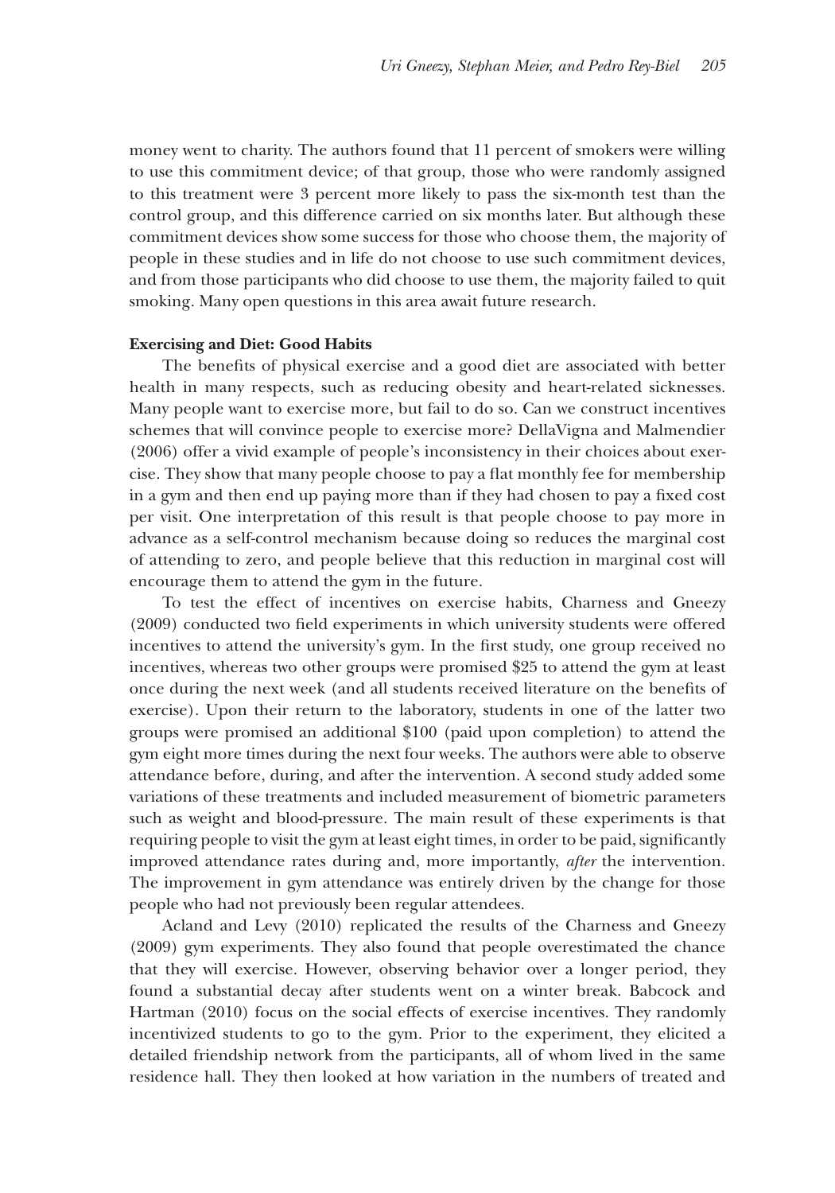money went to charity. The authors found that 11 percent of smokers were willing to use this commitment device; of that group, those who were randomly assigned to this treatment were 3 percent more likely to pass the six-month test than the control group, and this difference carried on six months later. But although these commitment devices show some success for those who choose them, the majority of people in these studies and in life do not choose to use such commitment devices, and from those participants who did choose to use them, the majority failed to quit smoking. Many open questions in this area await future research.

**Exercising and Diet: Good Habits**

The benefits of physical exercise and a good diet are associated with better health in many respects, such as reducing obesity and heart-related sicknesses. Many people want to exercise more, but fail to do so. Can we construct incentives schemes that will convince people to exercise more? DellaVigna and Malmendier (2006) offer a vivid example of people's inconsistency in their choices about exercise. They show that many people choose to pay a flat monthly fee for membership in a gym and then end up paying more than if they had chosen to pay a fixed cost per visit. One interpretation of this result is that people choose to pay more in advance as a self-control mechanism because doing so reduces the marginal cost of attending to zero, and people believe that this reduction in marginal cost will encourage them to attend the gym in the future.

To test the effect of incentives on exercise habits, Charness and Gneezy (2009) conducted two field experiments in which university students were offered incentives to attend the university's gym. In the first study, one group received no incentives, whereas two other groups were promised $25 to attend the gym at least once during the next week (and all students received literature on the benefits of exercise). Upon their return to the laboratory, students in one of the latter two groups were promised an additional $100 (paid upon completion) to attend the gym eight more times during the next four weeks. The authors were able to observe attendance before, during, and after the intervention. A second study added some variations of these treatments and included measurement of biometric parameters such as weight and blood-pressure. The main result of these experiments is that requiring people to visit the gym at least eight times, in order to be paid, significantly improved attendance rates during and, more importantly, *after* the intervention. The improvement in gym attendance was entirely driven by the change for those people who had not previously been regular attendees.

Acland and Levy (2010) replicated the results of the Charness and Gneezy (2009) gym experiments. They also found that people overestimated the chance that they will exercise. However, observing behavior over a longer period, they found a substantial decay after students went on a winter break. Babcock and Hartman (2010) focus on the social effects of exercise incentives. They randomly incentivized students to go to the gym. Prior to the experiment, they elicited a detailed friendship network from the participants, all of whom lived in the same residence hall. They then looked at how variation in the numbers of treated and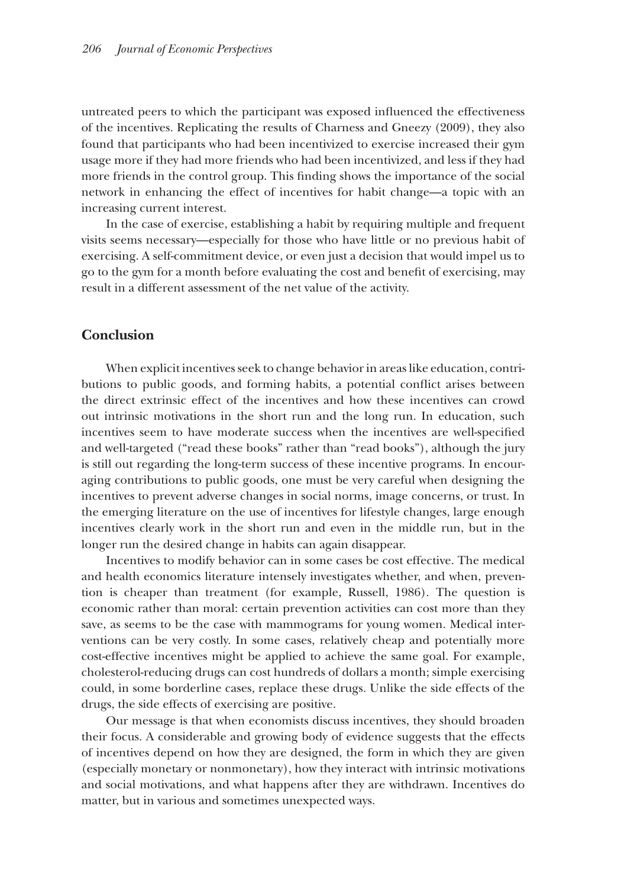untreated peers to which the participant was exposed influenced the effectiveness of the incentives. Replicating the results of Charness and Gneezy (2009), they also found that participants who had been incentivized to exercise increased their gym usage more if they had more friends who had been incentivized, and less if they had more friends in the control group. This finding shows the importance of the social network in enhancing the effect of incentives for habit change—a topic with an increasing current interest.

In the case of exercise, establishing a habit by requiring multiple and frequent visits seems necessary—especially for those who have little or no previous habit of exercising. A self-commitment device, or even just a decision that would impel us to go to the gym for a month before evaluating the cost and benefit of exercising, may result in a different assessment of the net value of the activity.

## Conclusion

When explicit incentives seek to change behavior in areas like education, contributions to public goods, and forming habits, a potential conflict arises between the direct extrinsic effect of the incentives and how these incentives can crowd out intrinsic motivations in the short run and the long run. In education, such incentives seem to have moderate success when the incentives are well-specified and well-targeted ("read these books" rather than "read books"), although the jury is still out regarding the long-term success of these incentive programs. In encouraging contributions to public goods, one must be very careful when designing the incentives to prevent adverse changes in social norms, image concerns, or trust. In the emerging literature on the use of incentives for lifestyle changes, large enough incentives clearly work in the short run and even in the middle run, but in the longer run the desired change in habits can again disappear.

Incentives to modify behavior can in some cases be cost effective. The medical and health economics literature intensely investigates whether, and when, prevention is cheaper than treatment (for example, Russell, 1986). The question is economic rather than moral: certain prevention activities can cost more than they save, as seems to be the case with mammograms for young women. Medical interventions can be very costly. In some cases, relatively cheap and potentially more cost-effective incentives might be applied to achieve the same goal. For example, cholesterol-reducing drugs can cost hundreds of dollars a month; simple exercising could, in some borderline cases, replace these drugs. Unlike the side effects of the drugs, the side effects of exercising are positive.

Our message is that when economists discuss incentives, they should broaden their focus. A considerable and growing body of evidence suggests that the effects of incentives depend on how they are designed, the form in which they are given (especially monetary or nonmonetary), how they interact with intrinsic motivations and social motivations, and what happens after they are withdrawn. Incentives do matter, but in various and sometimes unexpected ways.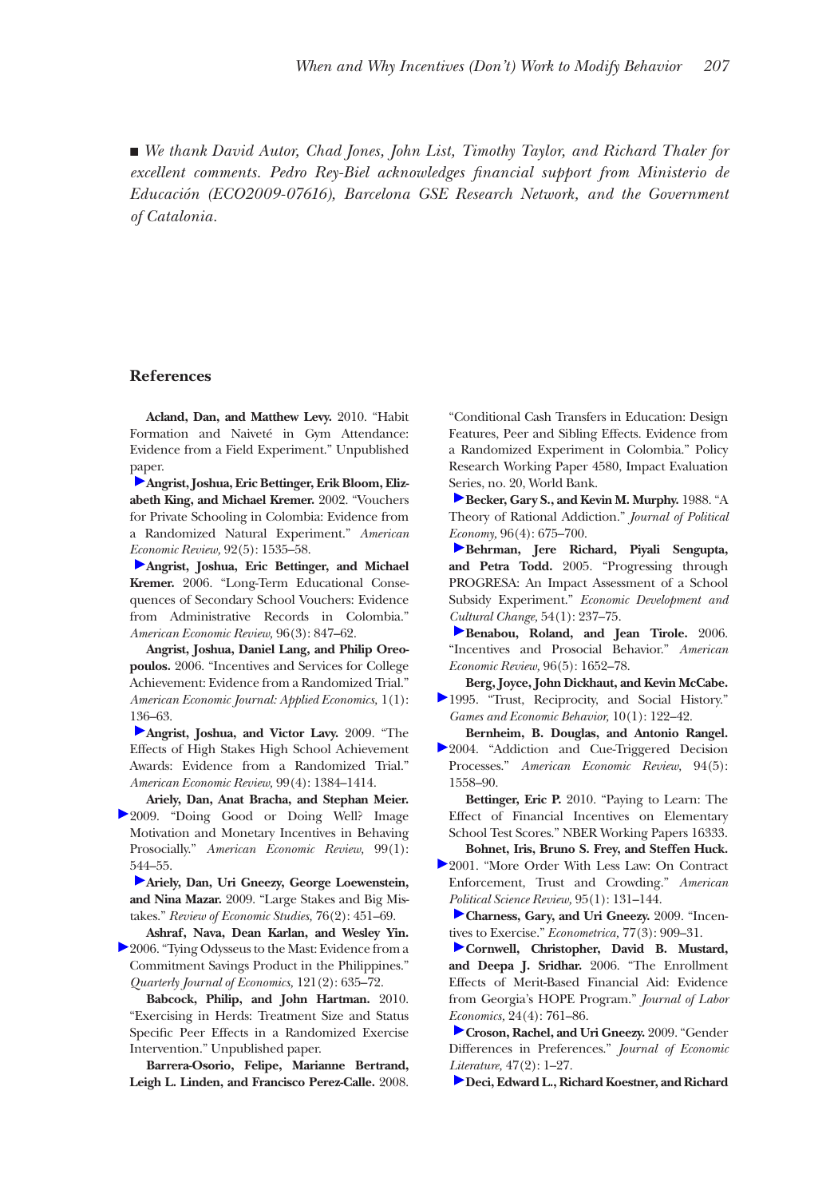■ *We thank David Autor, Chad Jones, John List, Timothy Taylor, and Richard Thaler for excellent comments. Pedro Rey-Biel acknowledges financial support from Ministerio de Educación (ECO2009-07616), Barcelona GSE Research Network, and the Government of Catalonia.*

## References

**Acland, Dan, and Matthew Levy.** 2010. "Habit Formation and Naiveté in Gym Attendance: Evidence from a Field Experiment." Unpublished paper.

**Angrist, Joshua, Eric Bettinger, Erik Bloom, Elizabeth King, and Michael Kremer.** 2002. "Vouchers for Private Schooling in Colombia: Evidence from a Randomized Natural Experiment." *American Economic Review,* 92(5): 1535–58.

**Angrist, Joshua, Eric Bettinger, and Michael Kremer.** 2006. "Long-Term Educational Consequences of Secondary School Vouchers: Evidence from Administrative Records in Colombia." *American Economic Review,* 96(3): 847–62.

**Angrist, Joshua, Daniel Lang, and Philip Oreopoulos.** 2006. "Incentives and Services for College Achievement: Evidence from a Randomized Trial." *American Economic Journal: Applied Economics,* 1(1): 136–63.

**Angrist, Joshua, and Victor Lavy.** 2009. "The Effects of High Stakes High School Achievement Awards: Evidence from a Randomized Trial." *American Economic Review,* 99(4): 1384–1414.

**Ariely, Dan, Anat Bracha, and Stephan Meier.** 2009. "Doing Good or Doing Well? Image Motivation and Monetary Incentives in Behaving Prosocially." *American Economic Review,* 99(1): 544–55.

**Ariely, Dan, Uri Gneezy, George Loewenstein, and Nina Mazar.** 2009. "Large Stakes and Big Mistakes." *Review of Economic Studies,* 76(2): 451–69.

**Ashraf, Nava, Dean Karlan, and Wesley Yin.** 2006. "Tying Odysseus to the Mast: Evidence from a Commitment Savings Product in the Philippines." *Quarterly Journal of Economics,* 121(2): 635–72.

**Babcock, Philip, and John Hartman.** 2010. "Exercising in Herds: Treatment Size and Status Specific Peer Effects in a Randomized Exercise Intervention." Unpublished paper.

**Barrera-Osorio, Felipe, Marianne Bertrand, Leigh L. Linden, and Francisco Perez-Calle.** 2008. "Conditional Cash Transfers in Education: Design Features, Peer and Sibling Effects. Evidence from a Randomized Experiment in Colombia." Policy Research Working Paper 4580, Impact Evaluation Series, no. 20, World Bank.

**Becker, Gary S., and Kevin M. Murphy.** 1988. "A Theory of Rational Addiction." *Journal of Political Economy,* 96(4): 675–700.

**Behrman, Jere Richard, Piyali Sengupta, and Petra Todd.** 2005. "Progressing through PROGRESA: An Impact Assessment of a School Subsidy Experiment." *Economic Development and Cultural Change,* 54(1): 237–75.

**Benabou, Roland, and Jean Tirole.** 2006. "Incentives and Prosocial Behavior." *American Economic Review,* 96(5): 1652–78.

**Berg, Joyce, John Dickhaut, and Kevin McCabe.** 1995. "Trust, Reciprocity, and Social History." *Games and Economic Behavior,* 10(1): 122–42.

**Bernheim, B. Douglas, and Antonio Rangel.** 2004. "Addiction and Cue-Triggered Decision Processes." *American Economic Review,* 94(5): 1558–90.

**Bettinger, Eric P.** 2010. "Paying to Learn: The Effect of Financial Incentives on Elementary School Test Scores." NBER Working Papers 16333.

**Bohnet, Iris, Bruno S. Frey, and Steffen Huck.** 2001. "More Order With Less Law: On Contract Enforcement, Trust and Crowding." *American Political Science Review,* 95(1): 131–144.

**Charness, Gary, and Uri Gneezy.** 2009. "Incentives to Exercise." *Econometrica,* 77(3): 909–31.

**Cornwell, Christopher, David B. Mustard, and Deepa J. Sridhar.** 2006. "The Enrollment Effects of Merit-Based Financial Aid: Evidence from Georgia's HOPE Program." *Journal of Labor Economics,* 24(4): 761–86.

**Croson, Rachel, and Uri Gneezy.** 2009. "Gender Differences in Preferences." *Journal of Economic Literature,* 47(2): 1–27.

**Deci, Edward L., Richard Koestner, and Richard**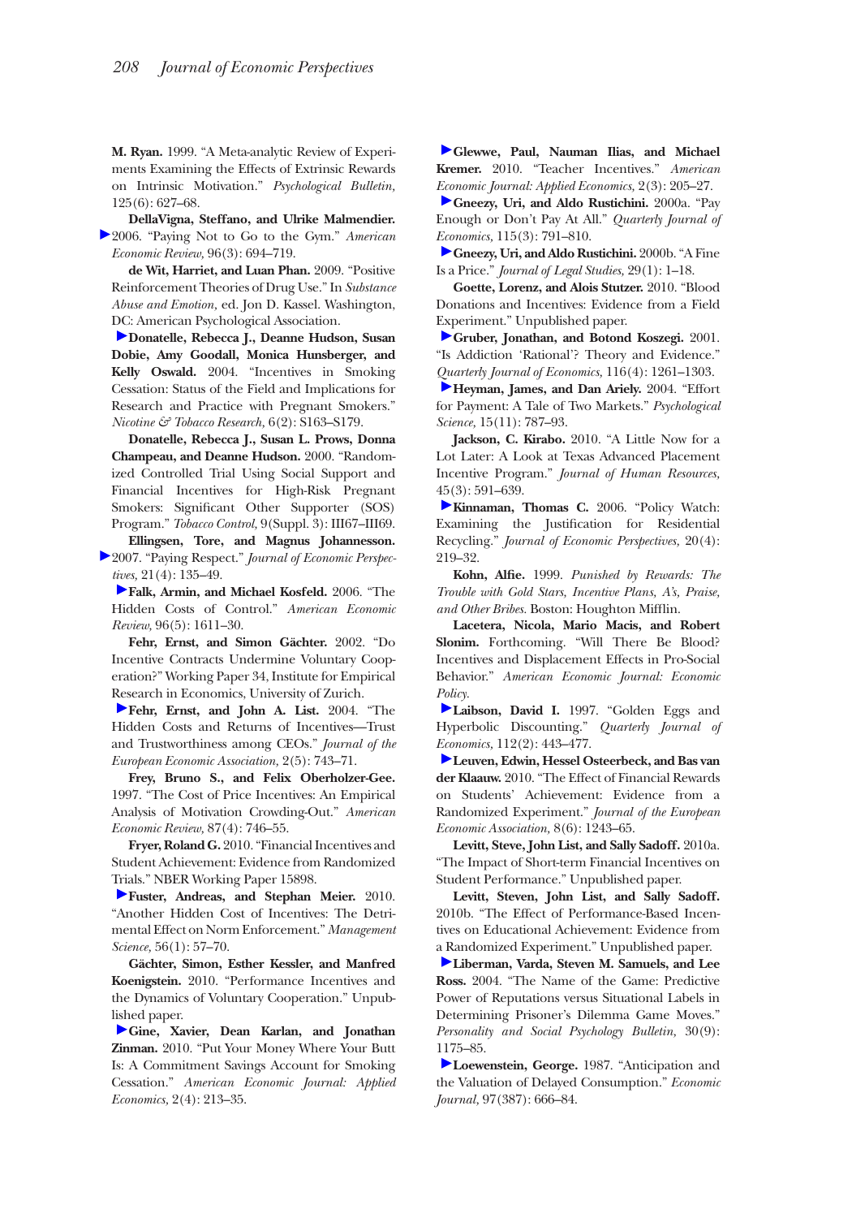**M. Ryan.** 1999. "A Meta-analytic Review of Experiments Examining the Effects of Extrinsic Rewards on Intrinsic Motivation." *Psychological Bulletin,* 125(6): 627–68.

**DellaVigna, Steffano, and Ulrike Malmendier.** 2006. "Paying Not to Go to the Gym." *American Economic Review,* 96(3): 694–719.

**de Wit, Harriet, and Luan Phan.** 2009. "Positive Reinforcement Theories of Drug Use." In *Substance Abuse and Emotion,* ed. Jon D. Kassel. Washington, DC: American Psychological Association.

**Donatelle, Rebecca J., Deanne Hudson, Susan Dobie, Amy Goodall, Monica Hunsberger, and Kelly Oswald.** 2004. "Incentives in Smoking Cessation: Status of the Field and Implications for Research and Practice with Pregnant Smokers." *Nicotine & Tobacco Research,* 6(2): S163–S179.

**Donatelle, Rebecca J., Susan L. Prows, Donna Champeau, and Deanne Hudson.** 2000. "Randomized Controlled Trial Using Social Support and Financial Incentives for High-Risk Pregnant Smokers: Significant Other Supporter (SOS) Program." *Tobacco Control,* 9(Suppl. 3): III67–III69.

**Ellingsen, Tore, and Magnus Johannesson.** 2007. "Paying Respect." *Journal of Economic Perspectives,* 21(4): 135–49.

**Falk, Armin, and Michael Kosfeld.** 2006. "The Hidden Costs of Control." *American Economic Review,* 96(5): 1611–30.

**Fehr, Ernst, and Simon Gächter.** 2002. "Do Incentive Contracts Undermine Voluntary Cooperation?" Working Paper 34, Institute for Empirical Research in Economics, University of Zurich.

**Fehr, Ernst, and John A. List.** 2004. "The Hidden Costs and Returns of Incentives—Trust and Trustworthiness among CEOs." *Journal of the European Economic Association,* 2(5): 743–71.

**Frey, Bruno S., and Felix Oberholzer-Gee.** 1997. "The Cost of Price Incentives: An Empirical Analysis of Motivation Crowding-Out." *American Economic Review,* 87(4): 746–55.

**Fryer, Roland G.** 2010. "Financial Incentives and Student Achievement: Evidence from Randomized Trials." NBER Working Paper 15898.

**Fuster, Andreas, and Stephan Meier.** 2010. "Another Hidden Cost of Incentives: The Detrimental Effect on Norm Enforcement." *Management Science,* 56(1): 57–70.

**Gächter, Simon, Esther Kessler, and Manfred Koenigstein.** 2010. "Performance Incentives and the Dynamics of Voluntary Cooperation." Unpublished paper.

**Gine, Xavier, Dean Karlan, and Jonathan Zinman.** 2010. "Put Your Money Where Your Butt Is: A Commitment Savings Account for Smoking Cessation." *American Economic Journal: Applied Economics,* 2(4): 213–35.

**Glewwe, Paul, Nauman Ilias, and Michael Kremer.** 2010. "Teacher Incentives." *American Economic Journal: Applied Economics,* 2(3): 205–27.

**Gneezy, Uri, and Aldo Rustichini.** 2000a. "Pay Enough or Don't Pay At All." *Quarterly Journal of Economics,* 115(3): 791–810.

**Gneezy, Uri, and Aldo Rustichini.** 2000b. "A Fine Is a Price." *Journal of Legal Studies,* 29(1): 1–18.

**Goette, Lorenz, and Alois Stutzer.** 2010. "Blood Donations and Incentives: Evidence from a Field Experiment." Unpublished paper.

**Gruber, Jonathan, and Botond Koszegi.** 2001. "Is Addiction 'Rational'? Theory and Evidence." *Quarterly Journal of Economics,* 116(4): 1261–1303.

**Heyman, James, and Dan Ariely.** 2004. "Effort for Payment: A Tale of Two Markets." *Psychological Science,* 15(11): 787–93.

**Jackson, C. Kirabo.** 2010. "A Little Now for a Lot Later: A Look at Texas Advanced Placement Incentive Program." *Journal of Human Resources,* 45(3): 591–639.

**Kinnaman, Thomas C.** 2006. "Policy Watch: Examining the Justification for Residential Recycling." *Journal of Economic Perspectives,* 20(4): 219–32.

**Kohn, Alfie.** 1999. *Punished by Rewards: The Trouble with Gold Stars, Incentive Plans, A's, Praise, and Other Bribes.* Boston: Houghton Mifflin.

**Lacetera, Nicola, Mario Macis, and Robert Slonim.** Forthcoming. "Will There Be Blood? Incentives and Displacement Effects in Pro-Social Behavior." *American Economic Journal: Economic Policy.*

**Laibson, David I.** 1997. "Golden Eggs and Hyperbolic Discounting." *Quarterly Journal of Economics,* 112(2): 443–477.

**Leuven, Edwin, Hessel Osteerbeck, and Bas van der Klaauw.** 2010. "The Effect of Financial Rewards on Students' Achievement: Evidence from a Randomized Experiment." *Journal of the European Economic Association,* 8(6): 1243–65.

**Levitt, Steve, John List, and Sally Sadoff.** 2010a. "The Impact of Short-term Financial Incentives on Student Performance." Unpublished paper.

**Levitt, Steven, John List, and Sally Sadoff.** 2010b. "The Effect of Performance-Based Incentives on Educational Achievement: Evidence from a Randomized Experiment." Unpublished paper.

**Liberman, Varda, Steven M. Samuels, and Lee Ross.** 2004. "The Name of the Game: Predictive Power of Reputations versus Situational Labels in Determining Prisoner's Dilemma Game Moves." *Personality and Social Psychology Bulletin,* 30(9): 1175–85.

**Loewenstein, George.** 1987. "Anticipation and the Valuation of Delayed Consumption." *Economic Journal,* 97(387): 666–84.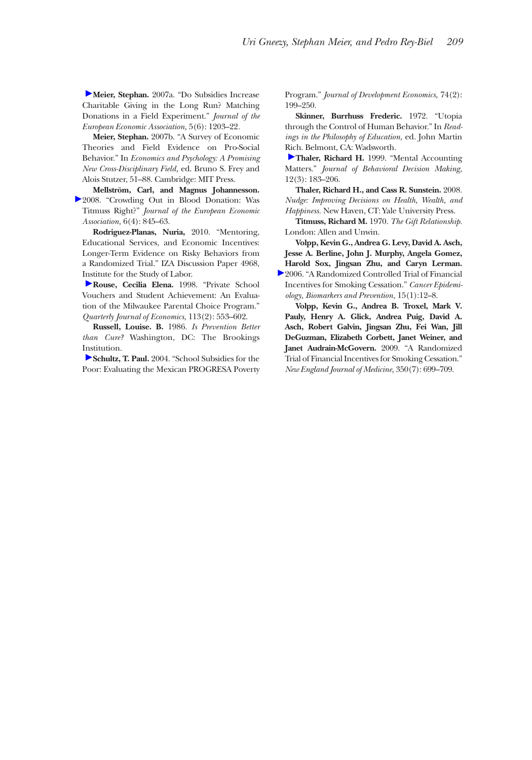**Meier, Stephan.** 2007a. "Do Subsidies Increase Charitable Giving in the Long Run? Matching Donations in a Field Experiment." *Journal of the European Economic Association,* 5(6): 1203–22.

**Meier, Stephan.** 2007b. "A Survey of Economic Theories and Field Evidence on Pro-Social Behavior." In *Economics and Psychology: A Promising New Cross-Disciplinary Field,* ed. Bruno S. Frey and Alois Stutzer, 51–88. Cambridge: MIT Press.

**Mellström, Carl, and Magnus Johannesson.** 2008. "Crowding Out in Blood Donation: Was Titmuss Right?" *Journal of the European Economic Association,* 6(4): 845–63.

**Rodriguez-Planas, Nuria,** 2010. "Mentoring, Educational Services, and Economic Incentives: Longer-Term Evidence on Risky Behaviors from a Randomized Trial." IZA Discussion Paper 4968, Institute for the Study of Labor.

**Rouse, Cecilia Elena.** 1998. "Private School Vouchers and Student Achievement: An Evaluation of the Milwaukee Parental Choice Program." *Quarterly Journal of Economics,* 113(2): 553–602.

**Russell, Louise. B.** 1986. *Is Prevention Better than Cure?* Washington, DC: The Brookings Institution.

**Schultz, T. Paul.** 2004. "School Subsidies for the Poor: Evaluating the Mexican PROGRESA Poverty Program." *Journal of Development Economics,* 74(2): 199–250.

**Skinner, Burrhuss Frederic.** 1972. "Utopia through the Control of Human Behavior." In *Readings in the Philosophy of Education,* ed. John Martin Rich. Belmont, CA: Wadsworth.

**Thaler, Richard H.** 1999. "Mental Accounting Matters." *Journal of Behavioral Decision Making,* 12(3): 183–206.

**Thaler, Richard H., and Cass R. Sunstein.** 2008. *Nudge: Improving Decisions on Health, Wealth, and Happiness.* New Haven, CT: Yale University Press.

**Titmuss, Richard M.** 1970. *The Gift Relationship.* London: Allen and Unwin.

**Volpp, Kevin G., Andrea G. Levy, David A. Asch, Jesse A. Berline, John J. Murphy, Angela Gomez, Harold Sox, Jingsan Zhu, and Caryn Lerman.** 2006. "A Randomized Controlled Trial of Financial Incentives for Smoking Cessation." *Cancer Epidemiology, Biomarkers and Prevention,* 15(1):12–8.

**Volpp, Kevin G., Andrea B. Troxel, Mark V. Pauly, Henry A. Glick, Andrea Puig, David A. Asch, Robert Galvin, Jingsan Zhu, Fei Wan, Jill DeGuzman, Elizabeth Corbett, Janet Weiner, and Janet Audrain-McGovern.** 2009. "A Randomized Trial of Financial Incentives for Smoking Cessation." *New England Journal of Medicine,* 350(7): 699–709.